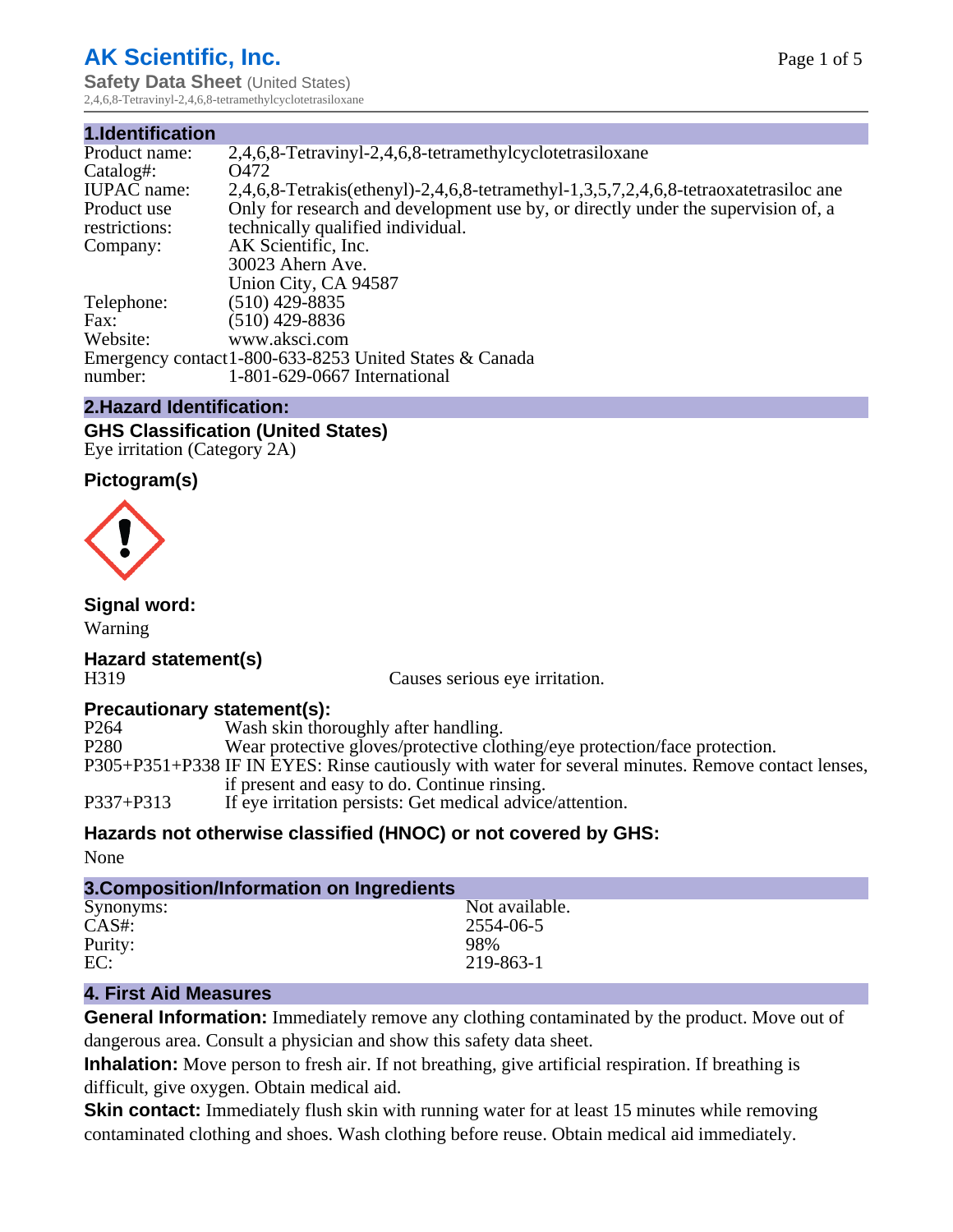# AK Scientific, Inc.

**Safety Data Sheet** (United States)
2,4,6,8-Tetravinyl-2,4,6,8-tetramethylcyclotetrasiloxane

## 1.Identification

| | |
|---|---|
| Product name: | 2,4,6,8-Tetravinyl-2,4,6,8-tetramethylcyclotetrasiloxane |
| Catalog#: | O472 |
| IUPAC name: | 2,4,6,8-Tetrakis(ethenyl)-2,4,6,8-tetramethyl-1,3,5,7,2,4,6,8-tetraoxatetrasiloc ane |
| Product use restrictions: | Only for research and development use by, or directly under the supervision of, a technically qualified individual. |
| Company: | AK Scientific, Inc.<br>30023 Ahern Ave.<br>Union City, CA 94587 |
| Telephone: | (510) 429-8835 |
| Fax: | (510) 429-8836 |
| Website: | www.aksci.com |
| Emergency contact number: | 1-800-633-8253 United States & Canada<br>1-801-629-0667 International |

## 2.Hazard Identification:

### GHS Classification (United States)

Eye irritation (Category 2A)

### Pictogram(s)

### Signal word:

Warning

### Hazard statement(s)

H319 Causes serious eye irritation.

### Precautionary statement(s):

| | |
|---|---|
| P264 | Wash skin thoroughly after handling. |
| P280 | Wear protective gloves/protective clothing/eye protection/face protection. |
| P305+P351+P338 | IF IN EYES: Rinse cautiously with water for several minutes. Remove contact lenses, if present and easy to do. Continue rinsing. |
| P337+P313 | If eye irritation persists: Get medical advice/attention. |

### Hazards not otherwise classified (HNOC) or not covered by GHS:

None

## 3.Composition/Information on Ingredients

| | |
|---|---|
| Synonyms: | Not available. |
| CAS#: | 2554-06-5 |
| Purity: | 98% |
| EC: | 219-863-1 |

## 4. First Aid Measures

**General Information:** Immediately remove any clothing contaminated by the product. Move out of dangerous area. Consult a physician and show this safety data sheet.

**Inhalation:** Move person to fresh air. If not breathing, give artificial respiration. If breathing is difficult, give oxygen. Obtain medical aid.

**Skin contact:** Immediately flush skin with running water for at least 15 minutes while removing contaminated clothing and shoes. Wash clothing before reuse. Obtain medical aid immediately.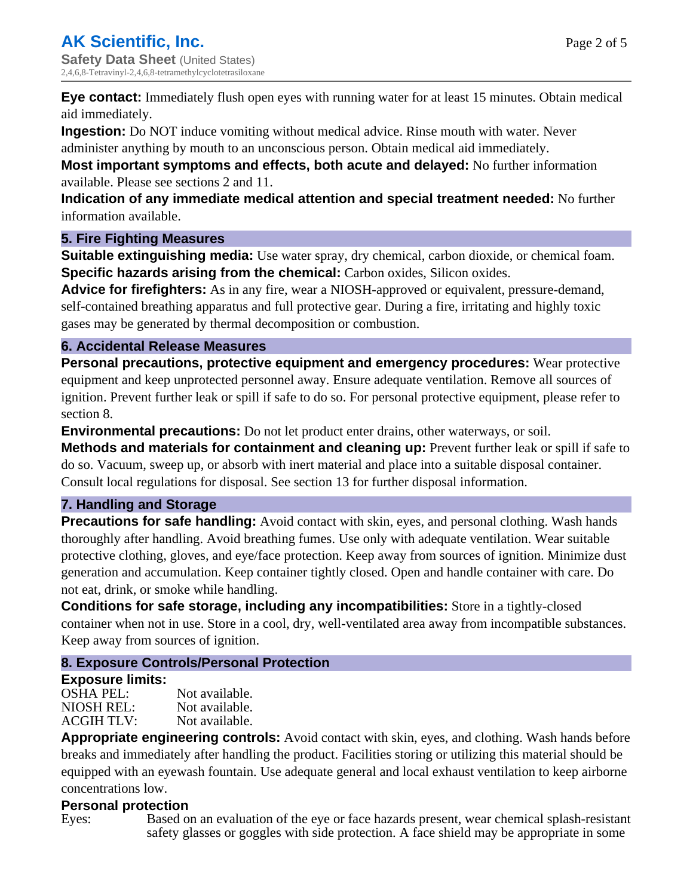**Eye contact:** Immediately flush open eyes with running water for at least 15 minutes. Obtain medical aid immediately.

**Ingestion:** Do NOT induce vomiting without medical advice. Rinse mouth with water. Never administer anything by mouth to an unconscious person. Obtain medical aid immediately.

**Most important symptoms and effects, both acute and delayed:** No further information available. Please see sections 2 and 11.

**Indication of any immediate medical attention and special treatment needed:** No further information available.

## 5. Fire Fighting Measures

**Suitable extinguishing media:** Use water spray, dry chemical, carbon dioxide, or chemical foam.

**Specific hazards arising from the chemical:** Carbon oxides, Silicon oxides.

**Advice for firefighters:** As in any fire, wear a NIOSH-approved or equivalent, pressure-demand, self-contained breathing apparatus and full protective gear. During a fire, irritating and highly toxic gases may be generated by thermal decomposition or combustion.

## 6. Accidental Release Measures

**Personal precautions, protective equipment and emergency procedures:** Wear protective equipment and keep unprotected personnel away. Ensure adequate ventilation. Remove all sources of ignition. Prevent further leak or spill if safe to do so. For personal protective equipment, please refer to section 8.

**Environmental precautions:** Do not let product enter drains, other waterways, or soil.

**Methods and materials for containment and cleaning up:** Prevent further leak or spill if safe to do so. Vacuum, sweep up, or absorb with inert material and place into a suitable disposal container. Consult local regulations for disposal. See section 13 for further disposal information.

## 7. Handling and Storage

**Precautions for safe handling:** Avoid contact with skin, eyes, and personal clothing. Wash hands thoroughly after handling. Avoid breathing fumes. Use only with adequate ventilation. Wear suitable protective clothing, gloves, and eye/face protection. Keep away from sources of ignition. Minimize dust generation and accumulation. Keep container tightly closed. Open and handle container with care. Do not eat, drink, or smoke while handling.

**Conditions for safe storage, including any incompatibilities:** Store in a tightly-closed container when not in use. Store in a cool, dry, well-ventilated area away from incompatible substances. Keep away from sources of ignition.

## 8. Exposure Controls/Personal Protection

**Exposure limits:**

| | |
|---|---|
| OSHA PEL: | Not available. |
| NIOSH REL: | Not available. |
| ACGIH TLV: | Not available. |

**Appropriate engineering controls:** Avoid contact with skin, eyes, and clothing. Wash hands before breaks and immediately after handling the product. Facilities storing or utilizing this material should be equipped with an eyewash fountain. Use adequate general and local exhaust ventilation to keep airborne concentrations low.

**Personal protection**

Eyes: Based on an evaluation of the eye or face hazards present, wear chemical splash-resistant safety glasses or goggles with side protection. A face shield may be appropriate in some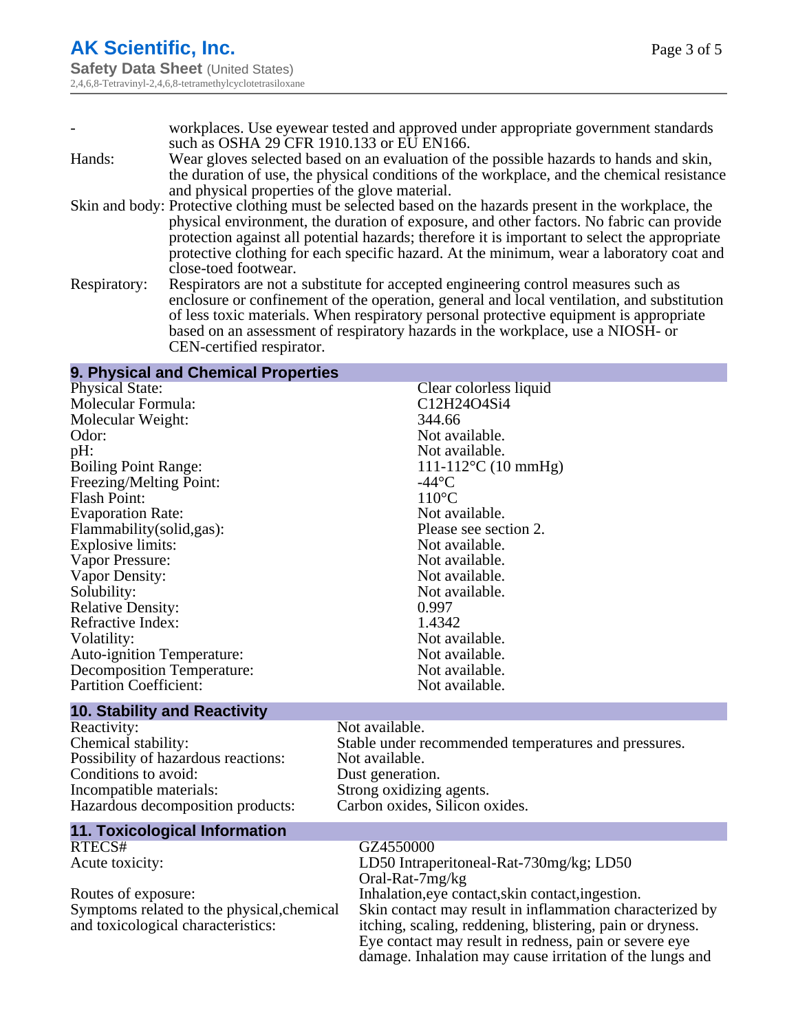| | |
|---|---|
| - | workplaces. Use eyewear tested and approved under appropriate government standards such as OSHA 29 CFR 1910.133 or EU EN166. |
| Hands: | Wear gloves selected based on an evaluation of the possible hazards to hands and skin, the duration of use, the physical conditions of the workplace, and the chemical resistance and physical properties of the glove material. |
| Skin and body: | Protective clothing must be selected based on the hazards present in the workplace, the physical environment, the duration of exposure, and other factors. No fabric can provide protection against all potential hazards; therefore it is important to select the appropriate protective clothing for each specific hazard. At the minimum, wear a laboratory coat and close-toed footwear. |
| Respiratory: | Respirators are not a substitute for accepted engineering control measures such as enclosure or confinement of the operation, general and local ventilation, and substitution of less toxic materials. When respiratory personal protective equipment is appropriate based on an assessment of respiratory hazards in the workplace, use a NIOSH- or CEN-certified respirator. |

## 9. Physical and Chemical Properties

| | |
|---|---|
| Physical State: | Clear colorless liquid |
| Molecular Formula: | C12H24O4Si4 |
| Molecular Weight: | 344.66 |
| Odor: | Not available. |
| pH: | Not available. |
| Boiling Point Range: | 111-112°C (10 mmHg) |
| Freezing/Melting Point: | -44°C |
| Flash Point: | 110°C |
| Evaporation Rate: | Not available. |
| Flammability(solid,gas): | Please see section 2. |
| Explosive limits: | Not available. |
| Vapor Pressure: | Not available. |
| Vapor Density: | Not available. |
| Solubility: | Not available. |
| Relative Density: | 0.997 |
| Refractive Index: | 1.4342 |
| Volatility: | Not available. |
| Auto-ignition Temperature: | Not available. |
| Decomposition Temperature: | Not available. |
| Partition Coefficient: | Not available. |

## 10. Stability and Reactivity

| | |
|---|---|
| Reactivity: | Not available. |
| Chemical stability: | Stable under recommended temperatures and pressures. |
| Possibility of hazardous reactions: | Not available. |
| Conditions to avoid: | Dust generation. |
| Incompatible materials: | Strong oxidizing agents. |
| Hazardous decomposition products: | Carbon oxides, Silicon oxides. |

## 11. Toxicological Information

| | |
|---|---|
| RTECS# | GZ4550000 |
| Acute toxicity: | LD50 Intraperitoneal-Rat-730mg/kg; LD50 Oral-Rat-7mg/kg |
| Routes of exposure: | Inhalation,eye contact,skin contact,ingestion. |
| Symptoms related to the physical,chemical and toxicological characteristics: | Skin contact may result in inflammation characterized by itching, scaling, reddening, blistering, pain or dryness. Eye contact may result in redness, pain or severe eye damage. Inhalation may cause irritation of the lungs and |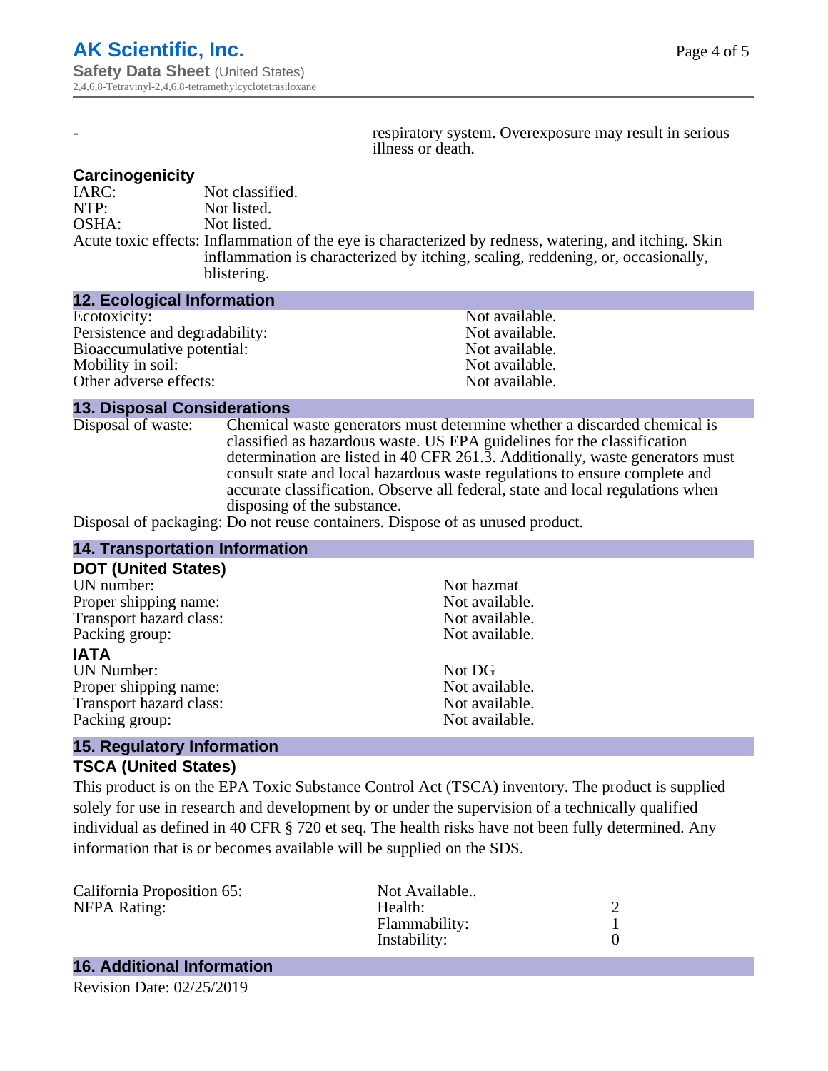| - | respiratory system. Overexposure may result in serious illness or death. |
|---|---|

### Carcinogenicity

IARC: Not classified.
NTP: Not listed.
OSHA: Not listed.

Acute toxic effects: Inflammation of the eye is characterized by redness, watering, and itching. Skin inflammation is characterized by itching, scaling, reddening, or, occasionally, blistering.

## 12. Ecological Information

| | |
|---|---|
| Ecotoxicity: | Not available. |
| Persistence and degradability: | Not available. |
| Bioaccumulative potential: | Not available. |
| Mobility in soil: | Not available. |
| Other adverse effects: | Not available. |

## 13. Disposal Considerations

Disposal of waste: Chemical waste generators must determine whether a discarded chemical is classified as hazardous waste. US EPA guidelines for the classification determination are listed in 40 CFR 261.3. Additionally, waste generators must consult state and local hazardous waste regulations to ensure complete and accurate classification. Observe all federal, state and local regulations when disposing of the substance.

Disposal of packaging: Do not reuse containers. Dispose of as unused product.

## 14. Transportation Information

### DOT (United States)

| | |
|---|---|
| UN number: | Not hazmat |
| Proper shipping name: | Not available. |
| Transport hazard class: | Not available. |
| Packing group: | Not available. |

### IATA

| | |
|---|---|
| UN Number: | Not DG |
| Proper shipping name: | Not available. |
| Transport hazard class: | Not available. |
| Packing group: | Not available. |

## 15. Regulatory Information

### TSCA (United States)

This product is on the EPA Toxic Substance Control Act (TSCA) inventory. The product is supplied solely for use in research and development by or under the supervision of a technically qualified individual as defined in 40 CFR § 720 et seq. The health risks have not been fully determined. Any information that is or becomes available will be supplied on the SDS.

| | | |
|---|---|---|
| California Proposition 65: | Not Available.. | |
| NFPA Rating: | Health: | 2 |
| | Flammability: | 1 |
| | Instability: | 0 |

## 16. Additional Information

Revision Date: 02/25/2019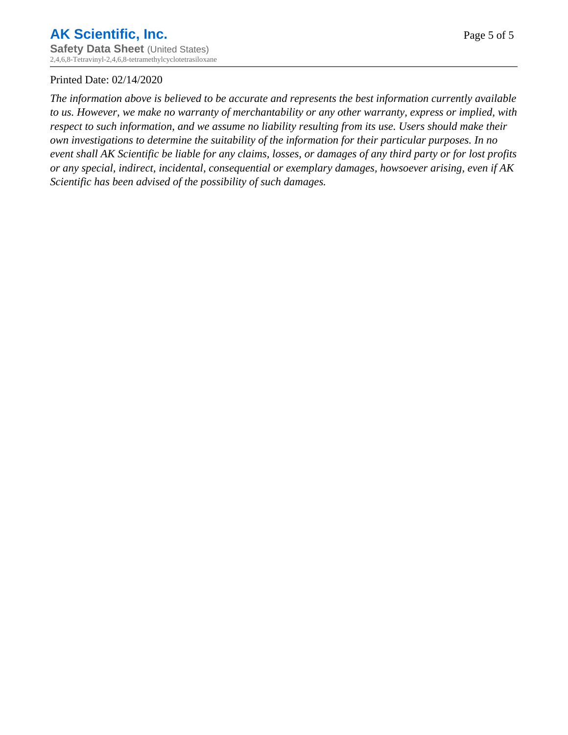Printed Date: 02/14/2020

*The information above is believed to be accurate and represents the best information currently available to us. However, we make no warranty of merchantability or any other warranty, express or implied, with respect to such information, and we assume no liability resulting from its use. Users should make their own investigations to determine the suitability of the information for their particular purposes. In no event shall AK Scientific be liable for any claims, losses, or damages of any third party or for lost profits or any special, indirect, incidental, consequential or exemplary damages, howsoever arising, even if AK Scientific has been advised of the possibility of such damages.*